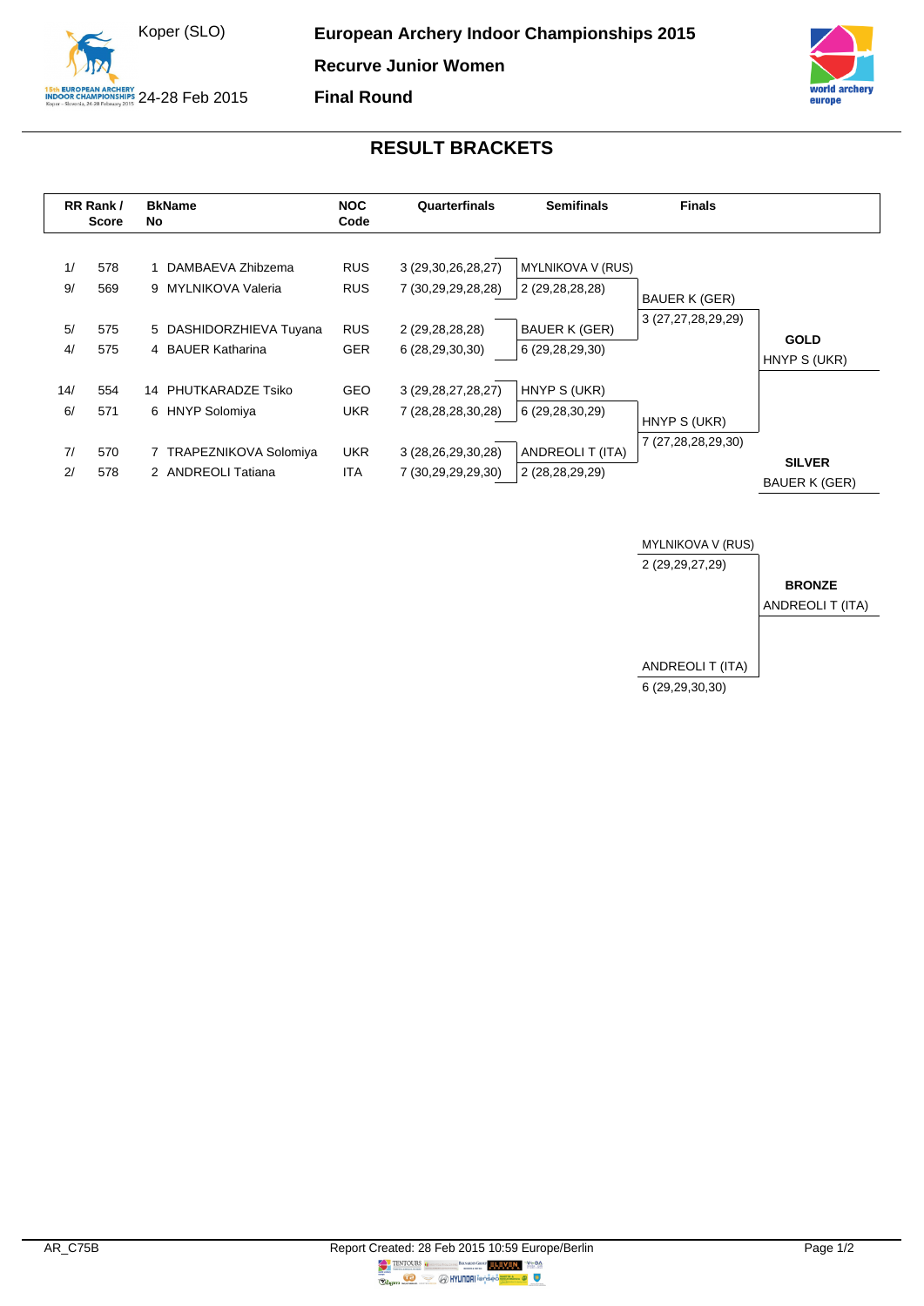Koper (SLO)

24-28 Feb 2015

**European Archery Indoor Championships 2015**

**Recurve Junior Women**

**Final Round**

## RESULT BRACKETS

| RR Rank / Score | | BkNo Name | NOC Code | Quarterfinals | Semifinals | Finals | |
|---|---|---|---|---|---|---|---|
| 1/ | 578 | 1 DAMBAEVA Zhibzema | RUS | 3 (29,30,26,28,27) | MYLNIKOVA V (RUS) | | |
| 9/ | 569 | 9 MYLNIKOVA Valeria | RUS | 7 (30,29,29,28,28) | 2 (29,28,28,28) | BAUER K (GER) | |
| | | | | | | 3 (27,27,28,29,29) | |
| 5/ | 575 | 5 DASHIDORZHIEVA Tuyana | RUS | 2 (29,28,28,28) | BAUER K (GER) | | **GOLD** |
| 4/ | 575 | 4 BAUER Katharina | GER | 6 (28,29,30,30) | 6 (29,28,29,30) | | HNYP S (UKR) |
| 14/ | 554 | 14 PHUTKARADZE Tsiko | GEO | 3 (29,28,27,28,27) | HNYP S (UKR) | | |
| 6/ | 571 | 6 HNYP Solomiya | UKR | 7 (28,28,28,30,28) | 6 (29,28,30,29) | HNYP S (UKR) | |
| | | | | | | 7 (27,28,28,29,30) | |
| 7/ | 570 | 7 TRAPEZNIKOVA Solomiya | UKR | 3 (28,26,29,30,28) | ANDREOLI T (ITA) | | **SILVER** |
| 2/ | 578 | 2 ANDREOLI Tatiana | ITA | 7 (30,29,29,29,30) | 2 (28,28,29,29) | | BAUER K (GER) |

| Bronze Match | | |
|---|---|---|
| MYLNIKOVA V (RUS) | 2 (29,29,27,29) | |
| | | **BRONZE** |
| | | ANDREOLI T (ITA) |
| ANDREOLI T (ITA) | 6 (29,29,30,30) | |

AR_C75B — Report Created: 28 Feb 2015 10:59 Europe/Berlin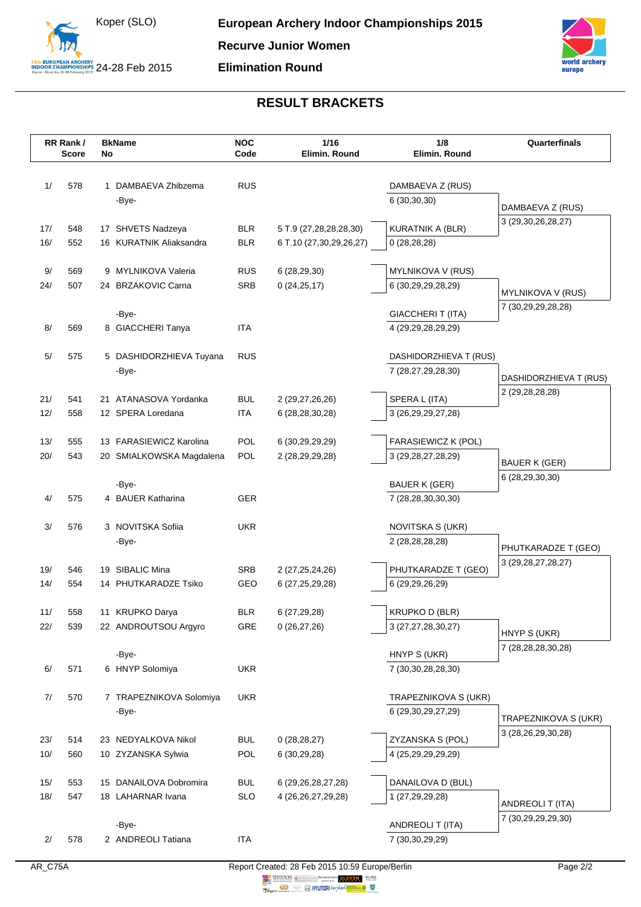# European Archery Indoor Championships 2015

**Recurve Junior Women**

**Elimination Round**

Koper (SLO)

24-28 Feb 2015

## RESULT BRACKETS

| RR Rank / | Score | BkName No | Name | NOC Code | 1/16 Elimin. Round | 1/8 Elimin. Round | Quarterfinals |
|---|---|---|---|---|---|---|---|
| 1/ | 578 | 1 | DAMBAEVA Zhibzema | RUS | | DAMBAEVA Z (RUS) | |
| | | | -Bye- | | | 6 (30,30,30) | DAMBAEVA Z (RUS) |
| 17/ | 548 | 17 | SHVETS Nadzeya | BLR | 5 T.9 (27,28,28,28,30) | KURATNIK A (BLR) | 3 (29,30,26,28,27) |
| 16/ | 552 | 16 | KURATNIK Aliaksandra | BLR | 6 T.10 (27,30,29,26,27) | 0 (28,28,28) | |
| 9/ | 569 | 9 | MYLNIKOVA Valeria | RUS | 6 (28,29,30) | MYLNIKOVA V (RUS) | |
| 24/ | 507 | 24 | BRZAKOVIC Carna | SRB | 0 (24,25,17) | 6 (30,29,29,28,29) | MYLNIKOVA V (RUS) |
| | | | -Bye- | | | GIACCHERI T (ITA) | 7 (30,29,29,28,28) |
| 8/ | 569 | 8 | GIACCHERI Tanya | ITA | | 4 (29,29,28,29,29) | |
| 5/ | 575 | 5 | DASHIDORZHIEVA Tuyana | RUS | | DASHIDORZHIEVA T (RUS) | |
| | | | -Bye- | | | 7 (28,27,29,28,30) | DASHIDORZHIEVA T (RUS) |
| 21/ | 541 | 21 | ATANASOVA Yordanka | BUL | 2 (29,27,26,26) | SPERA L (ITA) | 2 (29,28,28,28) |
| 12/ | 558 | 12 | SPERA Loredana | ITA | 6 (28,28,30,28) | 3 (26,29,29,27,28) | |
| 13/ | 555 | 13 | FARASIEWICZ Karolina | POL | 6 (30,29,29,29) | FARASIEWICZ K (POL) | |
| 20/ | 543 | 20 | SMIALKOWSKA Magdalena | POL | 2 (28,29,29,28) | 3 (29,28,27,28,29) | BAUER K (GER) |
| | | | -Bye- | | | BAUER K (GER) | 6 (28,29,30,30) |
| 4/ | 575 | 4 | BAUER Katharina | GER | | 7 (28,28,30,30,30) | |
| 3/ | 576 | 3 | NOVITSKA Sofiia | UKR | | NOVITSKA S (UKR) | |
| | | | -Bye- | | | 2 (28,28,28,28) | PHUTKARADZE T (GEO) |
| 19/ | 546 | 19 | SIBALIC Mina | SRB | 2 (27,25,24,26) | PHUTKARADZE T (GEO) | 3 (29,28,27,28,27) |
| 14/ | 554 | 14 | PHUTKARADZE Tsiko | GEO | 6 (27,25,29,28) | 6 (29,29,26,29) | |
| 11/ | 558 | 11 | KRUPKO Darya | BLR | 6 (27,29,28) | KRUPKO D (BLR) | |
| 22/ | 539 | 22 | ANDROUTSOU Argyro | GRE | 0 (26,27,26) | 3 (27,27,28,30,27) | HNYP S (UKR) |
| | | | -Bye- | | | HNYP S (UKR) | 7 (28,28,28,30,28) |
| 6/ | 571 | 6 | HNYP Solomiya | UKR | | 7 (30,30,28,28,30) | |
| 7/ | 570 | 7 | TRAPEZNIKOVA Solomiya | UKR | | TRAPEZNIKOVA S (UKR) | |
| | | | -Bye- | | | 6 (29,30,29,27,29) | TRAPEZNIKOVA S (UKR) |
| 23/ | 514 | 23 | NEDYALKOVA Nikol | BUL | 0 (28,28,27) | ZYZANSKA S (POL) | 3 (28,26,29,30,28) |
| 10/ | 560 | 10 | ZYZANSKA Sylwia | POL | 6 (30,29,28) | 4 (25,29,29,29,29) | |
| 15/ | 553 | 15 | DANAILOVA Dobromira | BUL | 6 (29,26,28,27,28) | DANAILOVA D (BUL) | |
| 18/ | 547 | 18 | LAHARNAR Ivana | SLO | 4 (26,26,27,29,28) | 1 (27,29,29,28) | ANDREOLI T (ITA) |
| | | | -Bye- | | | ANDREOLI T (ITA) | 7 (30,29,29,29,30) |
| 2/ | 578 | 2 | ANDREOLI Tatiana | ITA | | 7 (30,30,29,29) | |

AR_C75A

Report Created: 28 Feb 2015 10:59 Europe/Berlin